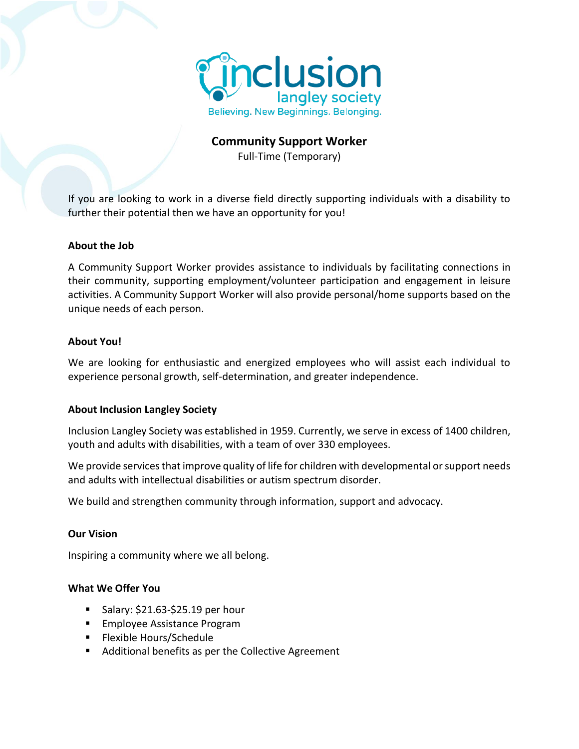inclusion langley society

Believing. New Beginnings. Belonging.

# Community Support Worker

Full-Time (Temporary)

If you are looking to work in a diverse field directly supporting individuals with a disability to further their potential then we have an opportunity for you!

## About the Job

A Community Support Worker provides assistance to individuals by facilitating connections in their community, supporting employment/volunteer participation and engagement in leisure activities. A Community Support Worker will also provide personal/home supports based on the unique needs of each person.

## About You!

We are looking for enthusiastic and energized employees who will assist each individual to experience personal growth, self-determination, and greater independence.

## About Inclusion Langley Society

Inclusion Langley Society was established in 1959. Currently, we serve in excess of 1400 children, youth and adults with disabilities, with a team of over 330 employees.

We provide services that improve quality of life for children with developmental or support needs and adults with intellectual disabilities or autism spectrum disorder.

We build and strengthen community through information, support and advocacy.

## Our Vision

Inspiring a community where we all belong.

## What We Offer You

- Salary: $21.63-$25.19 per hour
- Employee Assistance Program
- Flexible Hours/Schedule
- Additional benefits as per the Collective Agreement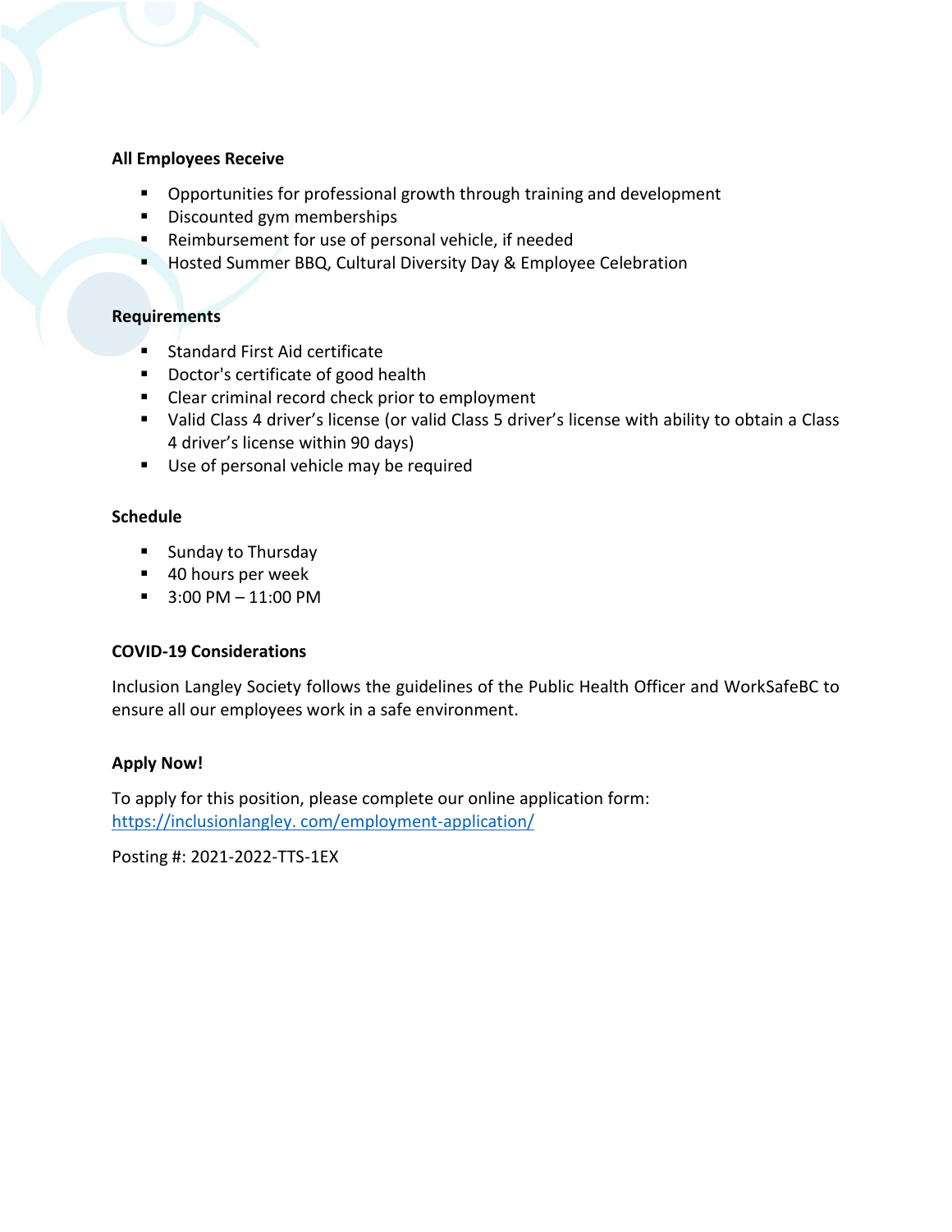**All Employees Receive**

- Opportunities for professional growth through training and development
- Discounted gym memberships
- Reimbursement for use of personal vehicle, if needed
- Hosted Summer BBQ, Cultural Diversity Day & Employee Celebration

**Requirements**

- Standard First Aid certificate
- Doctor's certificate of good health
- Clear criminal record check prior to employment
- Valid Class 4 driver's license (or valid Class 5 driver's license with ability to obtain a Class 4 driver's license within 90 days)
- Use of personal vehicle may be required

**Schedule**

- Sunday to Thursday
- 40 hours per week
- 3:00 PM – 11:00 PM

**COVID-19 Considerations**

Inclusion Langley Society follows the guidelines of the Public Health Officer and WorkSafeBC to ensure all our employees work in a safe environment.

**Apply Now!**

To apply for this position, please complete our online application form: https://inclusionlangley. com/employment-application/

Posting #: 2021-2022-TTS-1EX